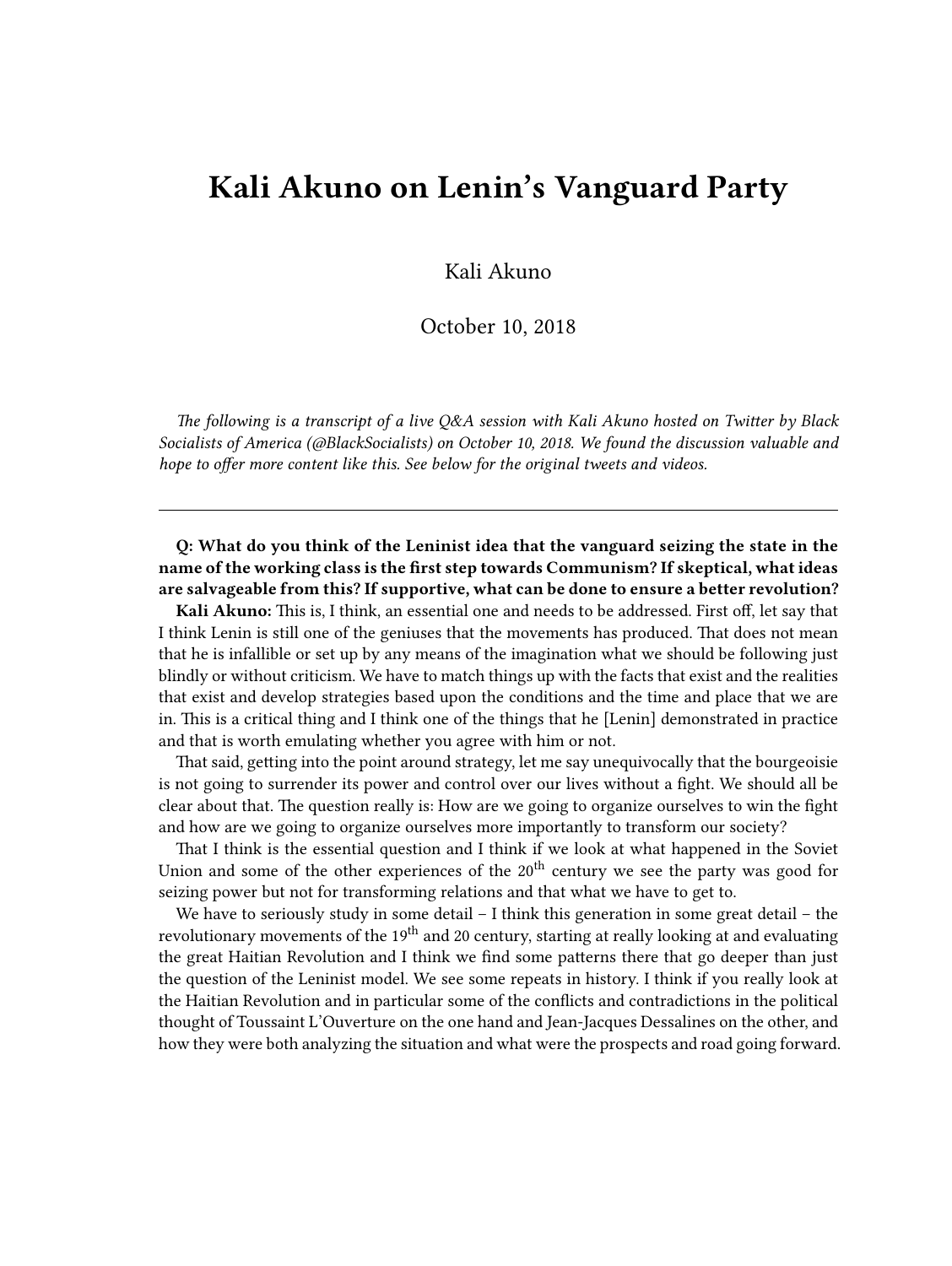# Kali Akuno on Lenin's Vanguard Party

Kali Akuno

October 10, 2018

*The following is a transcript of a live Q&A session with Kali Akuno hosted on Twitter by Black Socialists of America (@BlackSocialists) on October 10, 2018. We found the discussion valuable and hope to offer more content like this. See below for the original tweets and videos.*

---

**Q: What do you think of the Leninist idea that the vanguard seizing the state in the name of the working class is the first step towards Communism? If skeptical, what ideas are salvageable from this? If supportive, what can be done to ensure a better revolution?**

**Kali Akuno:** This is, I think, an essential one and needs to be addressed. First off, let say that I think Lenin is still one of the geniuses that the movements has produced. That does not mean that he is infallible or set up by any means of the imagination what we should be following just blindly or without criticism. We have to match things up with the facts that exist and the realities that exist and develop strategies based upon the conditions and the time and place that we are in. This is a critical thing and I think one of the things that he [Lenin] demonstrated in practice and that is worth emulating whether you agree with him or not.

That said, getting into the point around strategy, let me say unequivocally that the bourgeoisie is not going to surrender its power and control over our lives without a fight. We should all be clear about that. The question really is: How are we going to organize ourselves to win the fight and how are we going to organize ourselves more importantly to transform our society?

That I think is the essential question and I think if we look at what happened in the Soviet Union and some of the other experiences of the 20th century we see the party was good for seizing power but not for transforming relations and that what we have to get to.

We have to seriously study in some detail – I think this generation in some great detail – the revolutionary movements of the 19th and 20 century, starting at really looking at and evaluating the great Haitian Revolution and I think we find some patterns there that go deeper than just the question of the Leninist model. We see some repeats in history. I think if you really look at the Haitian Revolution and in particular some of the conflicts and contradictions in the political thought of Toussaint L'Ouverture on the one hand and Jean-Jacques Dessalines on the other, and how they were both analyzing the situation and what were the prospects and road going forward.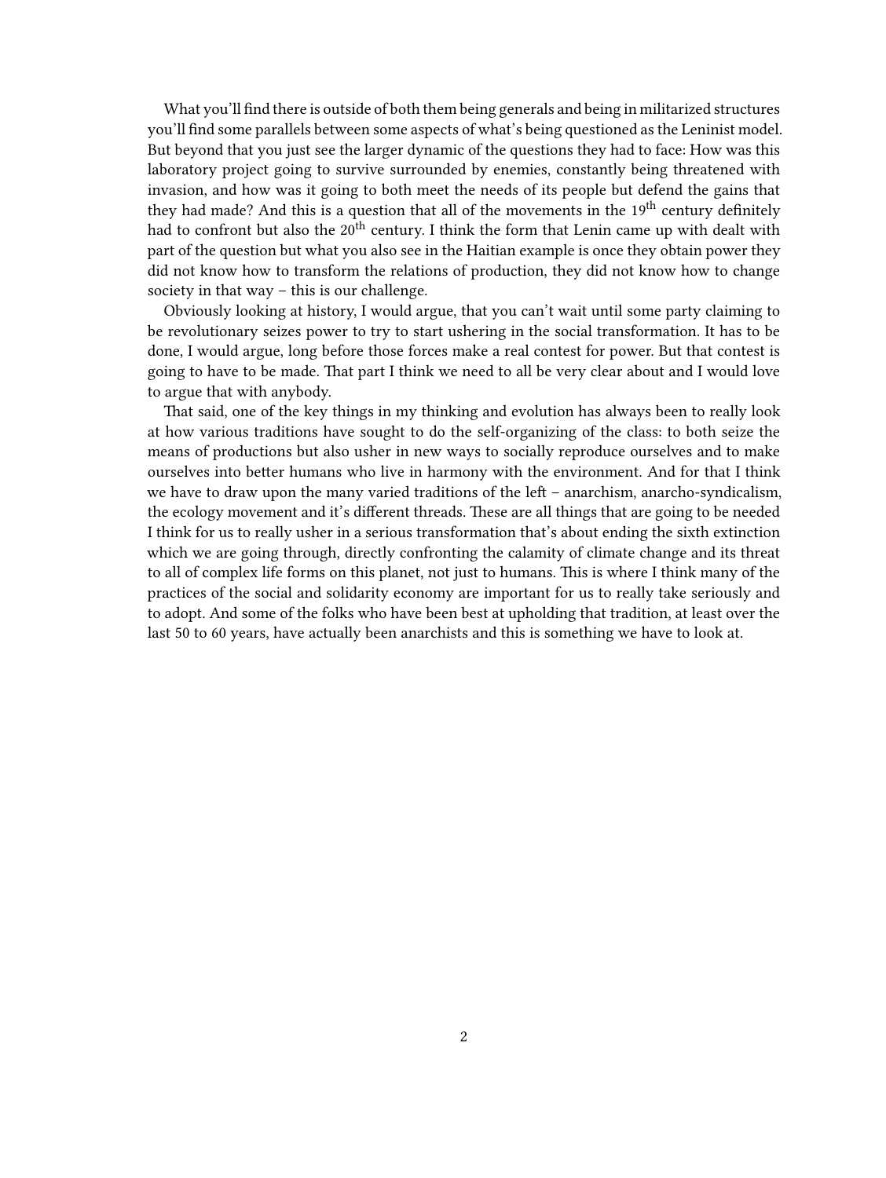What you'll find there is outside of both them being generals and being in militarized structures you'll find some parallels between some aspects of what's being questioned as the Leninist model. But beyond that you just see the larger dynamic of the questions they had to face: How was this laboratory project going to survive surrounded by enemies, constantly being threatened with invasion, and how was it going to both meet the needs of its people but defend the gains that they had made? And this is a question that all of the movements in the 19th century definitely had to confront but also the 20th century. I think the form that Lenin came up with dealt with part of the question but what you also see in the Haitian example is once they obtain power they did not know how to transform the relations of production, they did not know how to change society in that way – this is our challenge.

Obviously looking at history, I would argue, that you can't wait until some party claiming to be revolutionary seizes power to try to start ushering in the social transformation. It has to be done, I would argue, long before those forces make a real contest for power. But that contest is going to have to be made. That part I think we need to all be very clear about and I would love to argue that with anybody.

That said, one of the key things in my thinking and evolution has always been to really look at how various traditions have sought to do the self-organizing of the class: to both seize the means of productions but also usher in new ways to socially reproduce ourselves and to make ourselves into better humans who live in harmony with the environment. And for that I think we have to draw upon the many varied traditions of the left – anarchism, anarcho-syndicalism, the ecology movement and it's different threads. These are all things that are going to be needed I think for us to really usher in a serious transformation that's about ending the sixth extinction which we are going through, directly confronting the calamity of climate change and its threat to all of complex life forms on this planet, not just to humans. This is where I think many of the practices of the social and solidarity economy are important for us to really take seriously and to adopt. And some of the folks who have been best at upholding that tradition, at least over the last 50 to 60 years, have actually been anarchists and this is something we have to look at.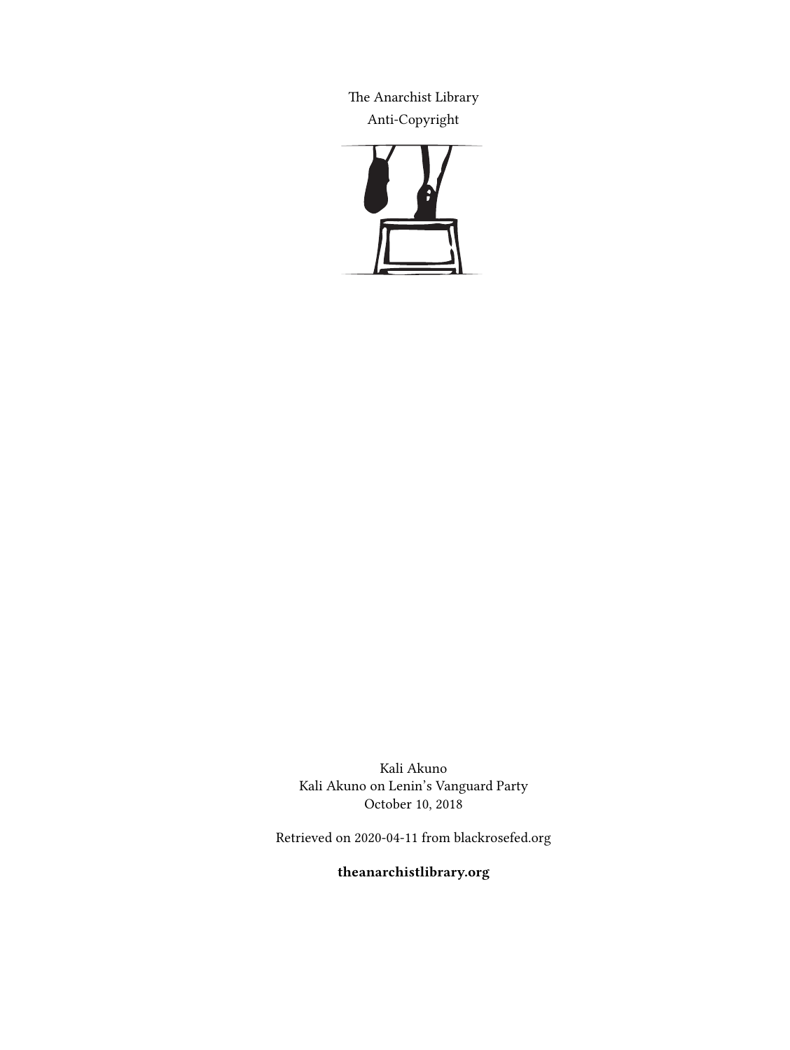The Anarchist Library
Anti-Copyright

Kali Akuno
Kali Akuno on Lenin's Vanguard Party
October 10, 2018

Retrieved on 2020-04-11 from blackrosefed.org

**theanarchistlibrary.org**